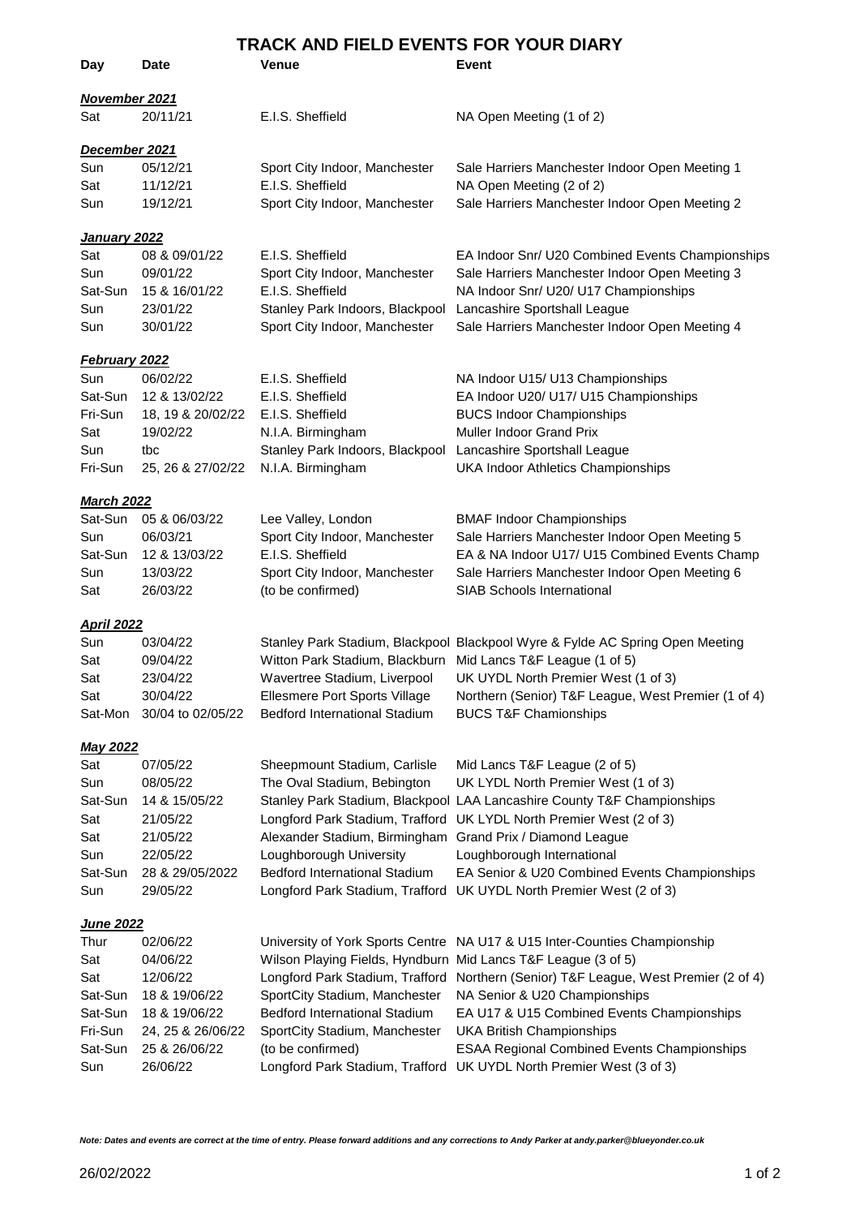# TRACK AND FIELD EVENTS FOR YOUR DIARY

| Day | Date | Venue | Event |
|---|---|---|---|
| ***November 2021*** | | | |
| Sat | 20/11/21 | E.I.S. Sheffield | NA Open Meeting (1 of 2) |
| ***December 2021*** | | | |
| Sun | 05/12/21 | Sport City Indoor, Manchester | Sale Harriers Manchester Indoor Open Meeting 1 |
| Sat | 11/12/21 | E.I.S. Sheffield | NA Open Meeting (2 of 2) |
| Sun | 19/12/21 | Sport City Indoor, Manchester | Sale Harriers Manchester Indoor Open Meeting 2 |
| ***January 2022*** | | | |
| Sat | 08 & 09/01/22 | E.I.S. Sheffield | EA Indoor Snr/ U20 Combined Events Championships |
| Sun | 09/01/22 | Sport City Indoor, Manchester | Sale Harriers Manchester Indoor Open Meeting 3 |
| Sat-Sun | 15 & 16/01/22 | E.I.S. Sheffield | NA Indoor Snr/ U20/ U17 Championships |
| Sun | 23/01/22 | Stanley Park Indoors, Blackpool | Lancashire Sportshall League |
| Sun | 30/01/22 | Sport City Indoor, Manchester | Sale Harriers Manchester Indoor Open Meeting 4 |
| ***February 2022*** | | | |
| Sun | 06/02/22 | E.I.S. Sheffield | NA Indoor U15/ U13 Championships |
| Sat-Sun | 12 & 13/02/22 | E.I.S. Sheffield | EA Indoor U20/ U17/ U15 Championships |
| Fri-Sun | 18, 19 & 20/02/22 | E.I.S. Sheffield | BUCS Indoor Championships |
| Sat | 19/02/22 | N.I.A. Birmingham | Muller Indoor Grand Prix |
| Sun | tbc | Stanley Park Indoors, Blackpool | Lancashire Sportshall League |
| Fri-Sun | 25, 26 & 27/02/22 | N.I.A. Birmingham | UKA Indoor Athletics Championships |
| ***March 2022*** | | | |
| Sat-Sun | 05 & 06/03/22 | Lee Valley, London | BMAF Indoor Championships |
| Sun | 06/03/21 | Sport City Indoor, Manchester | Sale Harriers Manchester Indoor Open Meeting 5 |
| Sat-Sun | 12 & 13/03/22 | E.I.S. Sheffield | EA & NA Indoor U17/ U15 Combined Events Champ |
| Sun | 13/03/22 | Sport City Indoor, Manchester | Sale Harriers Manchester Indoor Open Meeting 6 |
| Sat | 26/03/22 | (to be confirmed) | SIAB Schools International |
| ***April 2022*** | | | |
| Sun | 03/04/22 | Stanley Park Stadium, Blackpool | Blackpool Wyre & Fylde AC Spring Open Meeting |
| Sat | 09/04/22 | Witton Park Stadium, Blackburn | Mid Lancs T&F League (1 of 5) |
| Sat | 23/04/22 | Wavertree Stadium, Liverpool | UK UYDL North Premier West (1 of 3) |
| Sat | 30/04/22 | Ellesmere Port Sports Village | Northern (Senior) T&F League, West Premier (1 of 4) |
| Sat-Mon | 30/04 to 02/05/22 | Bedford International Stadium | BUCS T&F Chamionships |
| ***May 2022*** | | | |
| Sat | 07/05/22 | Sheepmount Stadium, Carlisle | Mid Lancs T&F League (2 of 5) |
| Sun | 08/05/22 | The Oval Stadium, Bebington | UK LYDL North Premier West (1 of 3) |
| Sat-Sun | 14 & 15/05/22 | Stanley Park Stadium, Blackpool | LAA Lancashire County T&F Championships |
| Sat | 21/05/22 | Longford Park Stadium, Trafford | UK LYDL North Premier West (2 of 3) |
| Sat | 21/05/22 | Alexander Stadium, Birmingham | Grand Prix / Diamond League |
| Sun | 22/05/22 | Loughborough University | Loughborough International |
| Sat-Sun | 28 & 29/05/2022 | Bedford International Stadium | EA Senior & U20 Combined Events Championships |
| Sun | 29/05/22 | Longford Park Stadium, Trafford | UK UYDL North Premier West (2 of 3) |
| ***June 2022*** | | | |
| Thur | 02/06/22 | University of York Sports Centre | NA U17 & U15 Inter-Counties Championship |
| Sat | 04/06/22 | Wilson Playing Fields, Hyndburn | Mid Lancs T&F League (3 of 5) |
| Sat | 12/06/22 | Longford Park Stadium, Trafford | Northern (Senior) T&F League, West Premier (2 of 4) |
| Sat-Sun | 18 & 19/06/22 | SportCity Stadium, Manchester | NA Senior & U20 Championships |
| Sat-Sun | 18 & 19/06/22 | Bedford International Stadium | EA U17 & U15 Combined Events Championships |
| Fri-Sun | 24, 25 & 26/06/22 | SportCity Stadium, Manchester | UKA British Championships |
| Sat-Sun | 25 & 26/06/22 | (to be confirmed) | ESAA Regional Combined Events Championships |
| Sun | 26/06/22 | Longford Park Stadium, Trafford | UK UYDL North Premier West (3 of 3) |

***Note: Dates and events are correct at the time of entry. Please forward additions and any corrections to Andy Parker at andy.parker@blueyonder.co.uk***

26/02/2022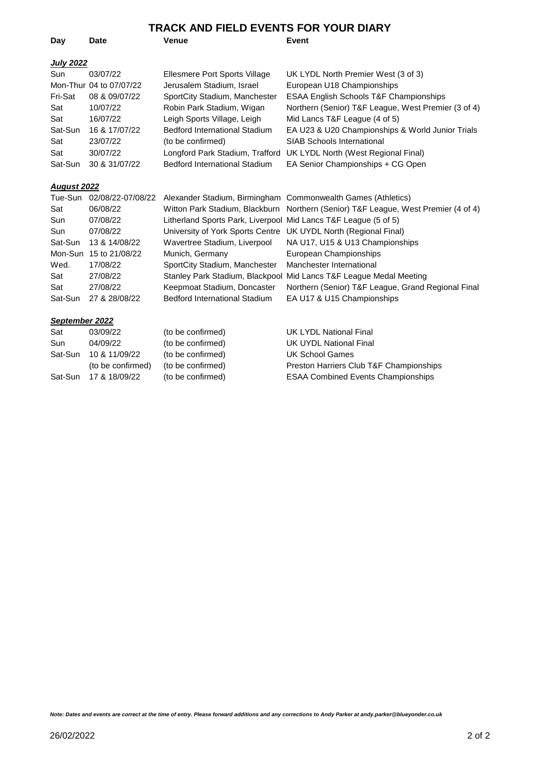# TRACK AND FIELD EVENTS FOR YOUR DIARY

| Day | Date | Venue | Event |
|---|---|---|---|
| ***July 2022*** | | | |
| Sun | 03/07/22 | Ellesmere Port Sports Village | UK LYDL North Premier West (3 of 3) |
| Mon-Thur | 04 to 07/07/22 | Jerusalem Stadium, Israel | European U18 Championships |
| Fri-Sat | 08 & 09/07/22 | SportCity Stadium, Manchester | ESAA English Schools T&F Championships |
| Sat | 10/07/22 | Robin Park Stadium, Wigan | Northern (Senior) T&F League, West Premier (3 of 4) |
| Sat | 16/07/22 | Leigh Sports Village, Leigh | Mid Lancs T&F League (4 of 5) |
| Sat-Sun | 16 & 17/07/22 | Bedford International Stadium | EA U23 & U20 Championships & World Junior Trials |
| Sat | 23/07/22 | (to be confirmed) | SIAB Schools International |
| Sat | 30/07/22 | Longford Park Stadium, Trafford | UK LYDL North (West Regional Final) |
| Sat-Sun | 30 & 31/07/22 | Bedford International Stadium | EA Senior Championships + CG Open |
| ***August 2022*** | | | |
| Tue-Sun | 02/08/22-07/08/22 | Alexander Stadium, Birmingham | Commonwealth Games (Athletics) |
| Sat | 06/08/22 | Witton Park Stadium, Blackburn | Northern (Senior) T&F League, West Premier (4 of 4) |
| Sun | 07/08/22 | Litherland Sports Park, Liverpool | Mid Lancs T&F League (5 of 5) |
| Sun | 07/08/22 | University of York Sports Centre | UK UYDL North (Regional Final) |
| Sat-Sun | 13 & 14/08/22 | Wavertree Stadium, Liverpool | NA U17, U15 & U13 Championships |
| Mon-Sun | 15 to 21/08/22 | Munich, Germany | European Championships |
| Wed. | 17/08/22 | SportCity Stadium, Manchester | Manchester International |
| Sat | 27/08/22 | Stanley Park Stadium, Blackpool | Mid Lancs T&F League Medal Meeting |
| Sat | 27/08/22 | Keepmoat Stadium, Doncaster | Northern (Senior) T&F League, Grand Regional Final |
| Sat-Sun | 27 & 28/08/22 | Bedford International Stadium | EA U17 & U15 Championships |
| ***September 2022*** | | | |
| Sat | 03/09/22 | (to be confirmed) | UK LYDL National Final |
| Sun | 04/09/22 | (to be confirmed) | UK UYDL National Final |
| Sat-Sun | 10 & 11/09/22 | (to be confirmed) | UK School Games |
| | (to be confirmed) | (to be confirmed) | Preston Harriers Club T&F Championships |
| Sat-Sun | 17 & 18/09/22 | (to be confirmed) | ESAA Combined Events Championships |

***Note: Dates and events are correct at the time of entry. Please forward additions and any corrections to Andy Parker at andy.parker@blueyonder.co.uk***

26/02/2022